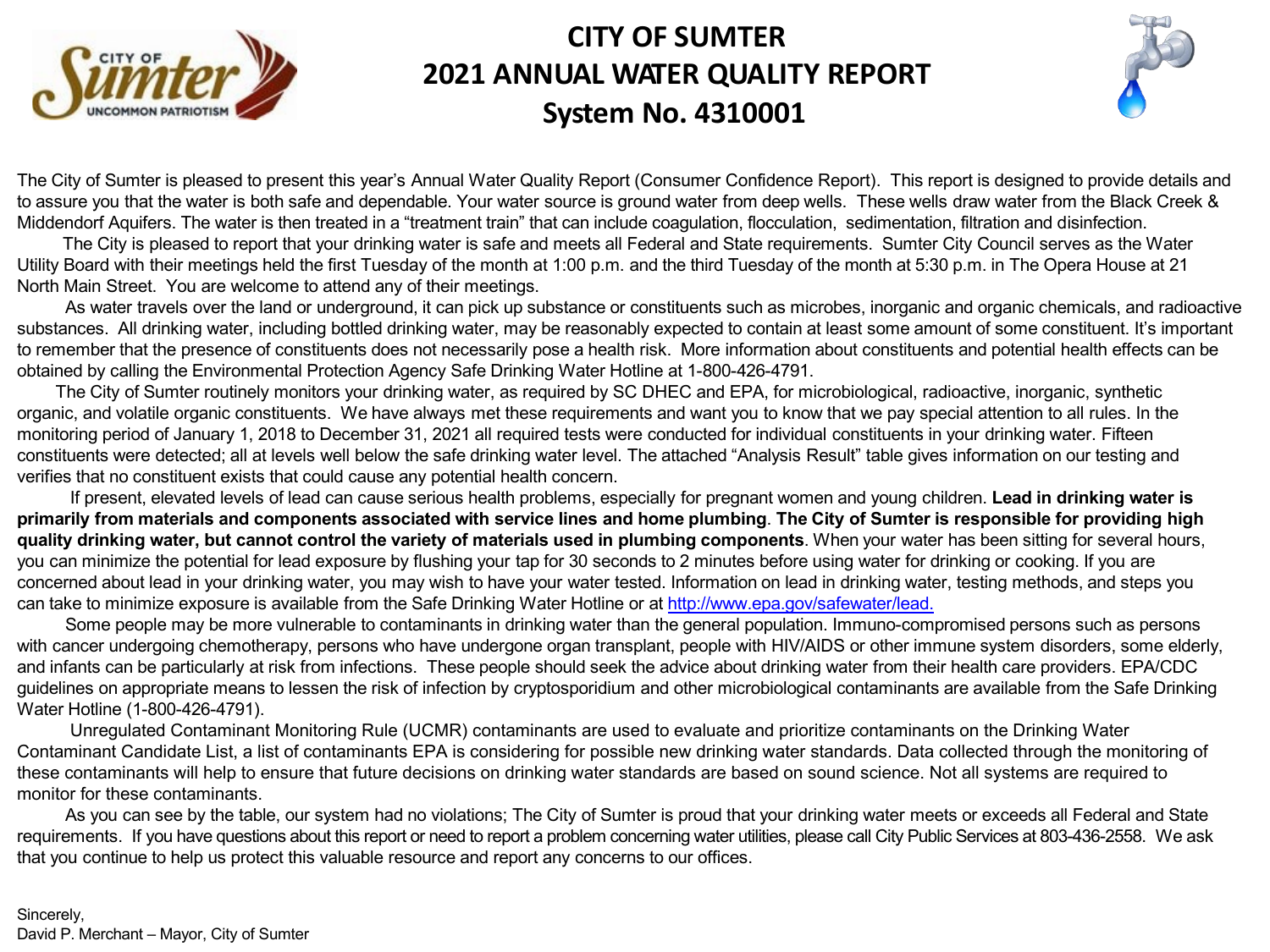# CITY OF SUMTER
# 2021 ANNUAL WATER QUALITY REPORT
# System No. 4310001

The City of Sumter is pleased to present this year's Annual Water Quality Report (Consumer Confidence Report). This report is designed to provide details and to assure you that the water is both safe and dependable. Your water source is ground water from deep wells. These wells draw water from the Black Creek & Middendorf Aquifers. The water is then treated in a "treatment train" that can include coagulation, flocculation, sedimentation, filtration and disinfection.

The City is pleased to report that your drinking water is safe and meets all Federal and State requirements. Sumter City Council serves as the Water Utility Board with their meetings held the first Tuesday of the month at 1:00 p.m. and the third Tuesday of the month at 5:30 p.m. in The Opera House at 21 North Main Street. You are welcome to attend any of their meetings.

As water travels over the land or underground, it can pick up substance or constituents such as microbes, inorganic and organic chemicals, and radioactive substances. All drinking water, including bottled drinking water, may be reasonably expected to contain at least some amount of some constituent. It's important to remember that the presence of constituents does not necessarily pose a health risk. More information about constituents and potential health effects can be obtained by calling the Environmental Protection Agency Safe Drinking Water Hotline at 1-800-426-4791.

The City of Sumter routinely monitors your drinking water, as required by SC DHEC and EPA, for microbiological, radioactive, inorganic, synthetic organic, and volatile organic constituents. We have always met these requirements and want you to know that we pay special attention to all rules. In the monitoring period of January 1, 2018 to December 31, 2021 all required tests were conducted for individual constituents in your drinking water. Fifteen constituents were detected; all at levels well below the safe drinking water level. The attached "Analysis Result" table gives information on our testing and verifies that no constituent exists that could cause any potential health concern.

If present, elevated levels of lead can cause serious health problems, especially for pregnant women and young children. **Lead in drinking water is primarily from materials and components associated with service lines and home plumbing**. **The City of Sumter is responsible for providing high quality drinking water, but cannot control the variety of materials used in plumbing components**. When your water has been sitting for several hours, you can minimize the potential for lead exposure by flushing your tap for 30 seconds to 2 minutes before using water for drinking or cooking. If you are concerned about lead in your drinking water, you may wish to have your water tested. Information on lead in drinking water, testing methods, and steps you can take to minimize exposure is available from the Safe Drinking Water Hotline or at http://www.epa.gov/safewater/lead.

Some people may be more vulnerable to contaminants in drinking water than the general population. Immuno-compromised persons such as persons with cancer undergoing chemotherapy, persons who have undergone organ transplant, people with HIV/AIDS or other immune system disorders, some elderly, and infants can be particularly at risk from infections. These people should seek the advice about drinking water from their health care providers. EPA/CDC guidelines on appropriate means to lessen the risk of infection by cryptosporidium and other microbiological contaminants are available from the Safe Drinking Water Hotline (1-800-426-4791).

Unregulated Contaminant Monitoring Rule (UCMR) contaminants are used to evaluate and prioritize contaminants on the Drinking Water Contaminant Candidate List, a list of contaminants EPA is considering for possible new drinking water standards. Data collected through the monitoring of these contaminants will help to ensure that future decisions on drinking water standards are based on sound science. Not all systems are required to monitor for these contaminants.

As you can see by the table, our system had no violations; The City of Sumter is proud that your drinking water meets or exceeds all Federal and State requirements. If you have questions about this report or need to report a problem concerning water utilities, please call City Public Services at 803-436-2558. We ask that you continue to help us protect this valuable resource and report any concerns to our offices.

Sincerely,
David P. Merchant – Mayor, City of Sumter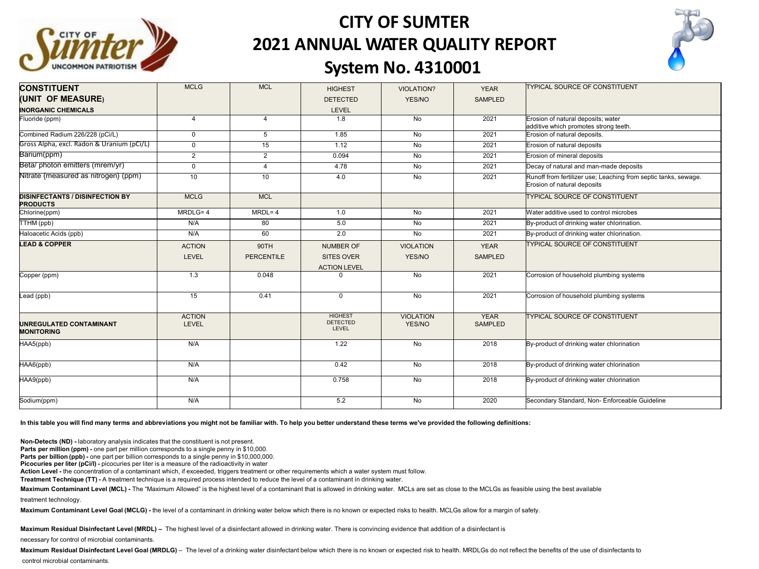# CITY OF SUMTER
# 2021 ANNUAL WATER QUALITY REPORT
## System No. 4310001

| CONSTITUENT (UNIT OF MEASURE) | MCLG | MCL | HIGHEST DETECTED LEVEL | VIOLATION? YES/NO | YEAR SAMPLED | TYPICAL SOURCE OF CONSTITUENT |
|---|---|---|---|---|---|---|
| **INORGANIC CHEMICALS** | | | | | | |
| Fluoride (ppm) | 4 | 4 | 1.8 | No | 2021 | Erosion of natural deposits; water additive which promotes strong teeth. |
| Combined Radium 226/228 (pCi/L) | 0 | 5 | 1.85 | No | 2021 | Erosion of natural deposits. |
| Gross Alpha, excl. Radon & Uranium (pCi/L) | 0 | 15 | 1.12 | No | 2021 | Erosion of natural deposits |
| Barium(ppm) | 2 | 2 | 0.094 | No | 2021 | Erosion of mineral deposits |
| Beta/ photon emitters (mrem/yr) | 0 | 4 | 4.78 | No | 2021 | Decay of natural and man-made deposits |
| Nitrate {measured as nitrogen} (ppm) | 10 | 10 | 4.0 | No | 2021 | Runoff from fertilizer use; Leaching from septic tanks, sewage. Erosion of natural deposits |
| **DISINFECTANTS / DISINFECTION BY PRODUCTS** | MCLG | MCL | | | | TYPICAL SOURCE OF CONSTITUENT |
| Chlorine(ppm) | MRDLG= 4 | MRDL= 4 | 1.0 | No | 2021 | Water additive used to control microbes |
| TTHM (ppb) | N/A | 80 | 5.0 | No | 2021 | By-product of drinking water chlorination. |
| Haloacetic Acids (ppb) | N/A | 60 | 2.0 | No | 2021 | By-product of drinking water chlorination. |
| **LEAD & COPPER** | ACTION LEVEL | 90TH PERCENTILE | NUMBER OF SITES OVER ACTION LEVEL | VIOLATION YES/NO | YEAR SAMPLED | TYPICAL SOURCE OF CONSTITUENT |
| Copper (ppm) | 1.3 | 0.048 | 0 | No | 2021 | Corrosion of household plumbing systems |
| Lead (ppb) | 15 | 0.41 | 0 | No | 2021 | Corrosion of household plumbing systems |
| **UNREGULATED CONTAMINANT MONITORING** | ACTION LEVEL | | HIGHEST DETECTED LEVEL | VIOLATION YES/NO | YEAR SAMPLED | TYPICAL SOURCE OF CONSTITUENT |
| HAA5(ppb) | N/A | | 1.22 | No | 2018 | By-product of drinking water chlorination |
| HAA6(ppb) | N/A | | 0.42 | No | 2018 | By-product of drinking water chlorination |
| HAA9(ppb) | N/A | | 0.758 | No | 2018 | By-product of drinking water chlorination |
| Sodium(ppm) | N/A | | 5.2 | No | 2020 | Secondary Standard, Non- Enforceable Guideline |

**In this table you will find many terms and abbreviations you might not be familiar with. To help you better understand these terms we've provided the following definitions:**

**Non-Detects (ND) -** laboratory analysis indicates that the constituent is not present.

**Parts per million (ppm) -** one part per million corresponds to a single penny in $10,000.

**Parts per billion (ppb) -** one part per billion corresponds to a single penny in $10,000,000.

**Picocuries per liter (pCi/l) -** picocuries per liter is a measure of the radioactivity in water

**Action Level -** the concentration of a contaminant which, if exceeded, triggers treatment or other requirements which a water system must follow.

**Treatment Technique (TT) -** A treatment technique is a required process intended to reduce the level of a contaminant in drinking water.

**Maximum Contaminant Level (MCL) -** The "Maximum Allowed" is the highest level of a contaminant that is allowed in drinking water. MCLs are set as close to the MCLGs as feasible using the best available treatment technology.

**Maximum Contaminant Level Goal (MCLG) -** the level of a contaminant in drinking water below which there is no known or expected risks to health. MCLGs allow for a margin of safety.

**Maximum Residual Disinfectant Level (MRDL) –** The highest level of a disinfectant allowed in drinking water. There is convincing evidence that addition of a disinfectant is necessary for control of microbial contaminants.

**Maximum Residual Disinfectant Level Goal (MRDLG)** – The level of a drinking water disinfectant below which there is no known or expected risk to health. MRDLGs do not reflect the benefits of the use of disinfectants to control microbial contaminants.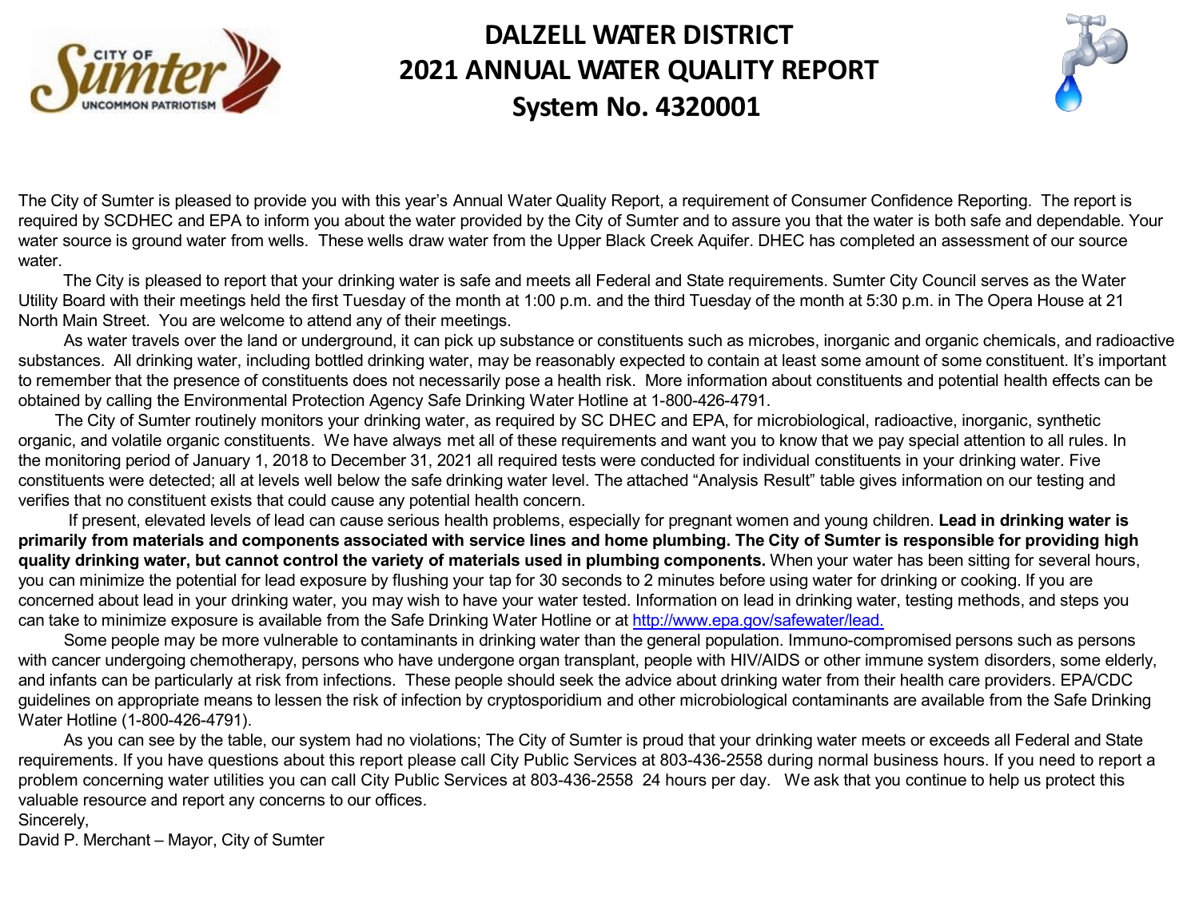# DALZELL WATER DISTRICT
# 2021 ANNUAL WATER QUALITY REPORT
# System No. 4320001

The City of Sumter is pleased to provide you with this year's Annual Water Quality Report, a requirement of Consumer Confidence Reporting. The report is required by SCDHEC and EPA to inform you about the water provided by the City of Sumter and to assure you that the water is both safe and dependable. Your water source is ground water from wells. These wells draw water from the Upper Black Creek Aquifer. DHEC has completed an assessment of our source water.

The City is pleased to report that your drinking water is safe and meets all Federal and State requirements. Sumter City Council serves as the Water Utility Board with their meetings held the first Tuesday of the month at 1:00 p.m. and the third Tuesday of the month at 5:30 p.m. in The Opera House at 21 North Main Street. You are welcome to attend any of their meetings.

As water travels over the land or underground, it can pick up substance or constituents such as microbes, inorganic and organic chemicals, and radioactive substances. All drinking water, including bottled drinking water, may be reasonably expected to contain at least some amount of some constituent. It's important to remember that the presence of constituents does not necessarily pose a health risk. More information about constituents and potential health effects can be obtained by calling the Environmental Protection Agency Safe Drinking Water Hotline at 1-800-426-4791.

The City of Sumter routinely monitors your drinking water, as required by SC DHEC and EPA, for microbiological, radioactive, inorganic, synthetic organic, and volatile organic constituents. We have always met all of these requirements and want you to know that we pay special attention to all rules. In the monitoring period of January 1, 2018 to December 31, 2021 all required tests were conducted for individual constituents in your drinking water. Five constituents were detected; all at levels well below the safe drinking water level. The attached "Analysis Result" table gives information on our testing and verifies that no constituent exists that could cause any potential health concern.

If present, elevated levels of lead can cause serious health problems, especially for pregnant women and young children. **Lead in drinking water is primarily from materials and components associated with service lines and home plumbing. The City of Sumter is responsible for providing high quality drinking water, but cannot control the variety of materials used in plumbing components.** When your water has been sitting for several hours, you can minimize the potential for lead exposure by flushing your tap for 30 seconds to 2 minutes before using water for drinking or cooking. If you are concerned about lead in your drinking water, you may wish to have your water tested. Information on lead in drinking water, testing methods, and steps you can take to minimize exposure is available from the Safe Drinking Water Hotline or at http://www.epa.gov/safewater/lead.

Some people may be more vulnerable to contaminants in drinking water than the general population. Immuno-compromised persons such as persons with cancer undergoing chemotherapy, persons who have undergone organ transplant, people with HIV/AIDS or other immune system disorders, some elderly, and infants can be particularly at risk from infections. These people should seek the advice about drinking water from their health care providers. EPA/CDC guidelines on appropriate means to lessen the risk of infection by cryptosporidium and other microbiological contaminants are available from the Safe Drinking Water Hotline (1-800-426-4791).

As you can see by the table, our system had no violations; The City of Sumter is proud that your drinking water meets or exceeds all Federal and State requirements. If you have questions about this report please call City Public Services at 803-436-2558 during normal business hours. If you need to report a problem concerning water utilities you can call City Public Services at 803-436-2558 24 hours per day. We ask that you continue to help us protect this valuable resource and report any concerns to our offices.

Sincerely,

David P. Merchant – Mayor, City of Sumter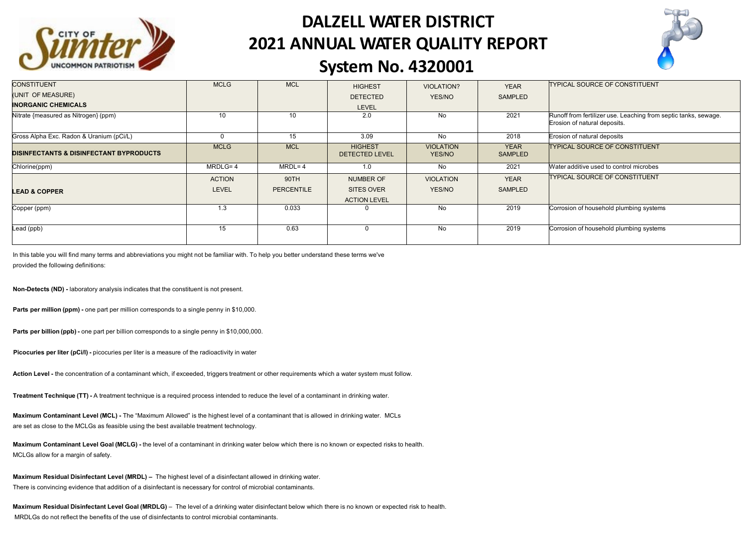# DALZELL WATER DISTRICT
# 2021 ANNUAL WATER QUALITY REPORT
## System No. 4320001

| CONSTITUENT (UNIT OF MEASURE) **INORGANIC CHEMICALS** | MCLG | MCL | HIGHEST DETECTED LEVEL | VIOLATION? YES/NO | YEAR SAMPLED | TYPICAL SOURCE OF CONSTITUENT |
|---|---|---|---|---|---|---|
| Nitrate {measured as Nitrogen} (ppm) | 10 | 10 | 2.0 | No | 2021 | Runoff from fertilizer use. Leaching from septic tanks, sewage. Erosion of natural deposits. |
| Gross Alpha Exc. Radon & Uranium (pCi/L) | 0 | 15 | 3.09 | No | 2018 | Erosion of natural deposits |
| **DISINFECTANTS & DISINFECTANT BYPRODUCTS** | MCLG | MCL | HIGHEST DETECTED LEVEL | VIOLATION YES/NO | YEAR SAMPLED | TYPICAL SOURCE OF CONSTITUENT |
| Chlorine(ppm) | MRDLG= 4 | MRDL= 4 | 1.0 | No | 2021 | Water additive used to control microbes |
| **LEAD & COPPER** | ACTION LEVEL | 90TH PERCENTILE | NUMBER OF SITES OVER ACTION LEVEL | VIOLATION YES/NO | YEAR SAMPLED | TYPICAL SOURCE OF CONSTITUENT |
| Copper (ppm) | 1.3 | 0.033 | 0 | No | 2019 | Corrosion of household plumbing systems |
| Lead (ppb) | 15 | 0.63 | 0 | No | 2019 | Corrosion of household plumbing systems |

In this table you will find many terms and abbreviations you might not be familiar with. To help you better understand these terms we've provided the following definitions:

**Non-Detects (ND) -** laboratory analysis indicates that the constituent is not present.

**Parts per million (ppm) -** one part per million corresponds to a single penny in $10,000.

**Parts per billion (ppb) -** one part per billion corresponds to a single penny in $10,000,000.

**Picocuries per liter (pCi/l) -** picocuries per liter is a measure of the radioactivity in water

**Action Level -** the concentration of a contaminant which, if exceeded, triggers treatment or other requirements which a water system must follow.

**Treatment Technique (TT) -** A treatment technique is a required process intended to reduce the level of a contaminant in drinking water.

**Maximum Contaminant Level (MCL) -** The "Maximum Allowed" is the highest level of a contaminant that is allowed in drinking water. MCLs are set as close to the MCLGs as feasible using the best available treatment technology.

**Maximum Contaminant Level Goal (MCLG) -** the level of a contaminant in drinking water below which there is no known or expected risks to health. MCLGs allow for a margin of safety.

**Maximum Residual Disinfectant Level (MRDL) –** The highest level of a disinfectant allowed in drinking water. There is convincing evidence that addition of a disinfectant is necessary for control of microbial contaminants.

**Maximum Residual Disinfectant Level Goal (MRDLG)** – The level of a drinking water disinfectant below which there is no known or expected risk to health. MRDLGs do not reflect the benefits of the use of disinfectants to control microbial contaminants.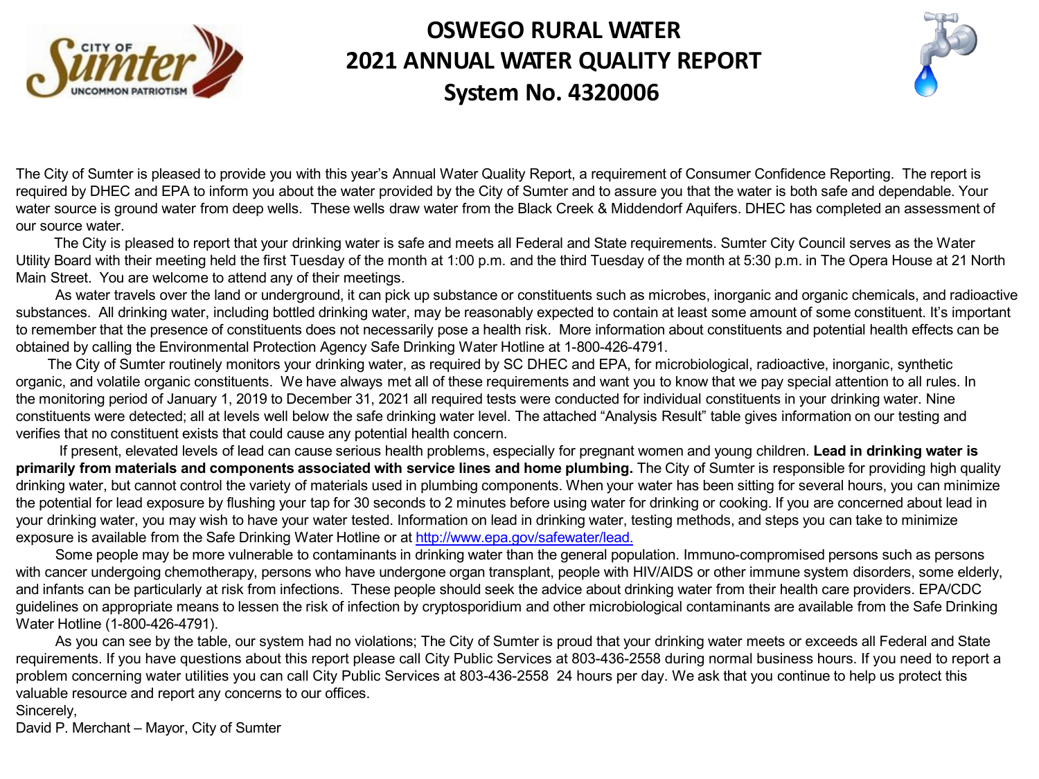# OSWEGO RURAL WATER
# 2021 ANNUAL WATER QUALITY REPORT
# System No. 4320006

The City of Sumter is pleased to provide you with this year's Annual Water Quality Report, a requirement of Consumer Confidence Reporting. The report is required by DHEC and EPA to inform you about the water provided by the City of Sumter and to assure you that the water is both safe and dependable. Your water source is ground water from deep wells. These wells draw water from the Black Creek & Middendorf Aquifers. DHEC has completed an assessment of our source water.

The City is pleased to report that your drinking water is safe and meets all Federal and State requirements. Sumter City Council serves as the Water Utility Board with their meeting held the first Tuesday of the month at 1:00 p.m. and the third Tuesday of the month at 5:30 p.m. in The Opera House at 21 North Main Street. You are welcome to attend any of their meetings.

As water travels over the land or underground, it can pick up substance or constituents such as microbes, inorganic and organic chemicals, and radioactive substances. All drinking water, including bottled drinking water, may be reasonably expected to contain at least some amount of some constituent. It's important to remember that the presence of constituents does not necessarily pose a health risk. More information about constituents and potential health effects can be obtained by calling the Environmental Protection Agency Safe Drinking Water Hotline at 1-800-426-4791.

The City of Sumter routinely monitors your drinking water, as required by SC DHEC and EPA, for microbiological, radioactive, inorganic, synthetic organic, and volatile organic constituents. We have always met all of these requirements and want you to know that we pay special attention to all rules. In the monitoring period of January 1, 2019 to December 31, 2021 all required tests were conducted for individual constituents in your drinking water. Nine constituents were detected; all at levels well below the safe drinking water level. The attached "Analysis Result" table gives information on our testing and verifies that no constituent exists that could cause any potential health concern.

If present, elevated levels of lead can cause serious health problems, especially for pregnant women and young children. **Lead in drinking water is primarily from materials and components associated with service lines and home plumbing.** The City of Sumter is responsible for providing high quality drinking water, but cannot control the variety of materials used in plumbing components. When your water has been sitting for several hours, you can minimize the potential for lead exposure by flushing your tap for 30 seconds to 2 minutes before using water for drinking or cooking. If you are concerned about lead in your drinking water, you may wish to have your water tested. Information on lead in drinking water, testing methods, and steps you can take to minimize exposure is available from the Safe Drinking Water Hotline or at [http://www.epa.gov/safewater/lead.](http://www.epa.gov/safewater/lead)

Some people may be more vulnerable to contaminants in drinking water than the general population. Immuno-compromised persons such as persons with cancer undergoing chemotherapy, persons who have undergone organ transplant, people with HIV/AIDS or other immune system disorders, some elderly, and infants can be particularly at risk from infections. These people should seek the advice about drinking water from their health care providers. EPA/CDC guidelines on appropriate means to lessen the risk of infection by cryptosporidium and other microbiological contaminants are available from the Safe Drinking Water Hotline (1-800-426-4791).

As you can see by the table, our system had no violations; The City of Sumter is proud that your drinking water meets or exceeds all Federal and State requirements. If you have questions about this report please call City Public Services at 803-436-2558 during normal business hours. If you need to report a problem concerning water utilities you can call City Public Services at 803-436-2558 24 hours per day. We ask that you continue to help us protect this valuable resource and report any concerns to our offices.

Sincerely,

David P. Merchant – Mayor, City of Sumter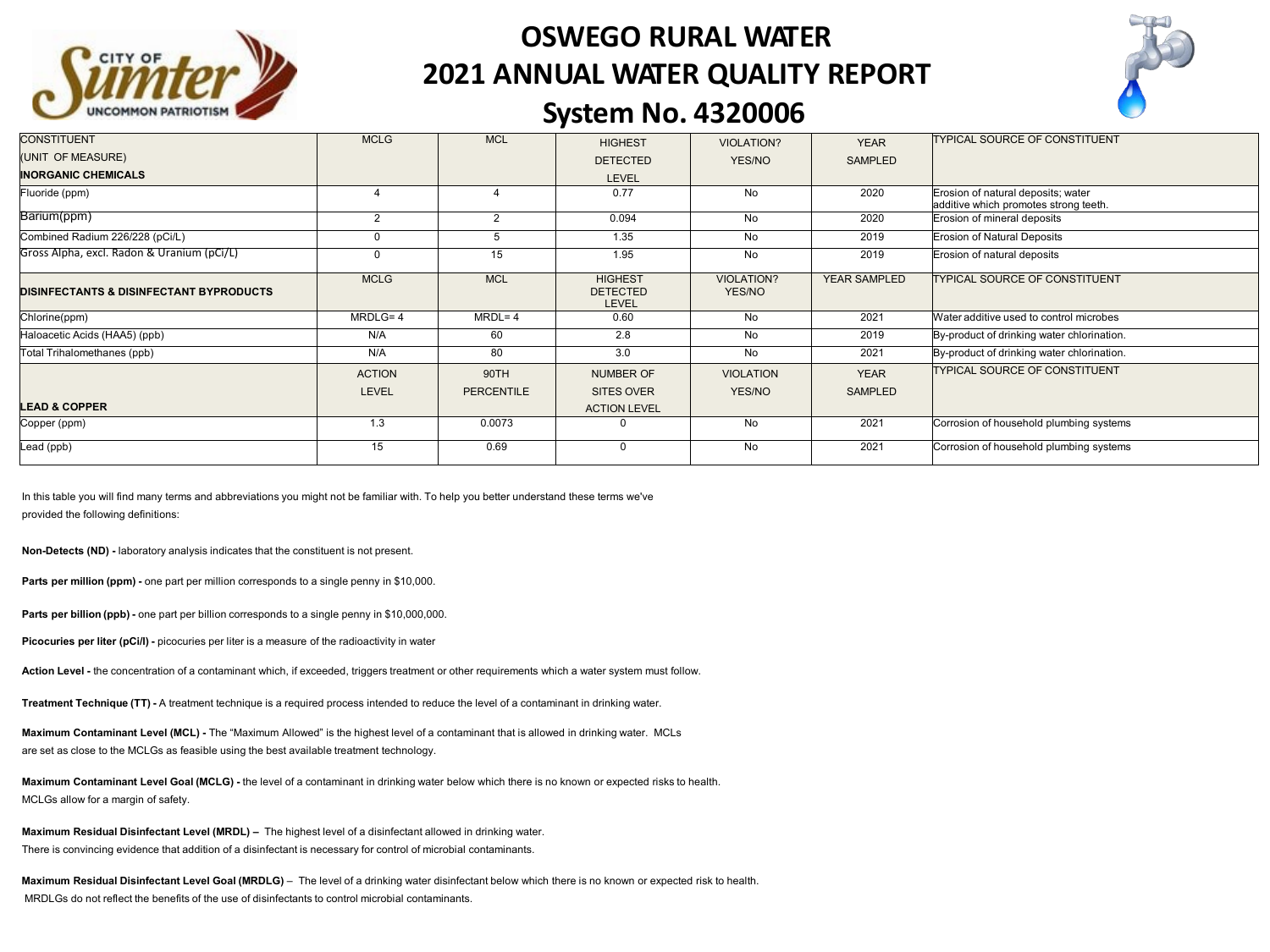# OSWEGO RURAL WATER
# 2021 ANNUAL WATER QUALITY REPORT
## System No. 4320006

| CONSTITUENT (UNIT OF MEASURE) | MCLG | MCL | HIGHEST DETECTED LEVEL | VIOLATION? YES/NO | YEAR SAMPLED | TYPICAL SOURCE OF CONSTITUENT |
|---|---|---|---|---|---|---|
| **INORGANIC CHEMICALS** | | | | | | |
| Fluoride (ppm) | 4 | 4 | 0.77 | No | 2020 | Erosion of natural deposits; water additive which promotes strong teeth. |
| Barium(ppm) | 2 | 2 | 0.094 | No | 2020 | Erosion of mineral deposits |
| Combined Radium 226/228 (pCi/L) | 0 | 5 | 1.35 | No | 2019 | Erosion of Natural Deposits |
| Gross Alpha, excl. Radon & Uranium (pCi/L) | 0 | 15 | 1.95 | No | 2019 | Erosion of natural deposits |
| **DISINFECTANTS & DISINFECTANT BYPRODUCTS** | MCLG | MCL | HIGHEST DETECTED LEVEL | VIOLATION? YES/NO | YEAR SAMPLED | TYPICAL SOURCE OF CONSTITUENT |
| Chlorine(ppm) | MRDLG= 4 | MRDL= 4 | 0.60 | No | 2021 | Water additive used to control microbes |
| Haloacetic Acids (HAA5) (ppb) | N/A | 60 | 2.8 | No | 2019 | By-product of drinking water chlorination. |
| Total Trihalomethanes (ppb) | N/A | 80 | 3.0 | No | 2021 | By-product of drinking water chlorination. |
| **LEAD & COPPER** | ACTION LEVEL | 90TH PERCENTILE | NUMBER OF SITES OVER ACTION LEVEL | VIOLATION YES/NO | YEAR SAMPLED | TYPICAL SOURCE OF CONSTITUENT |
| Copper (ppm) | 1.3 | 0.0073 | 0 | No | 2021 | Corrosion of household plumbing systems |
| Lead (ppb) | 15 | 0.69 | 0 | No | 2021 | Corrosion of household plumbing systems |

In this table you will find many terms and abbreviations you might not be familiar with. To help you better understand these terms we've provided the following definitions:

**Non-Detects (ND) -** laboratory analysis indicates that the constituent is not present.

**Parts per million (ppm) -** one part per million corresponds to a single penny in $10,000.

**Parts per billion (ppb) -** one part per billion corresponds to a single penny in $10,000,000.

**Picocuries per liter (pCi/l) -** picocuries per liter is a measure of the radioactivity in water

**Action Level -** the concentration of a contaminant which, if exceeded, triggers treatment or other requirements which a water system must follow.

**Treatment Technique (TT) -** A treatment technique is a required process intended to reduce the level of a contaminant in drinking water.

**Maximum Contaminant Level (MCL) -** The "Maximum Allowed" is the highest level of a contaminant that is allowed in drinking water. MCLs are set as close to the MCLGs as feasible using the best available treatment technology.

**Maximum Contaminant Level Goal (MCLG) -** the level of a contaminant in drinking water below which there is no known or expected risks to health. MCLGs allow for a margin of safety.

**Maximum Residual Disinfectant Level (MRDL) –** The highest level of a disinfectant allowed in drinking water. There is convincing evidence that addition of a disinfectant is necessary for control of microbial contaminants.

**Maximum Residual Disinfectant Level Goal (MRDLG)** – The level of a drinking water disinfectant below which there is no known or expected risk to health. MRDLGs do not reflect the benefits of the use of disinfectants to control microbial contaminants.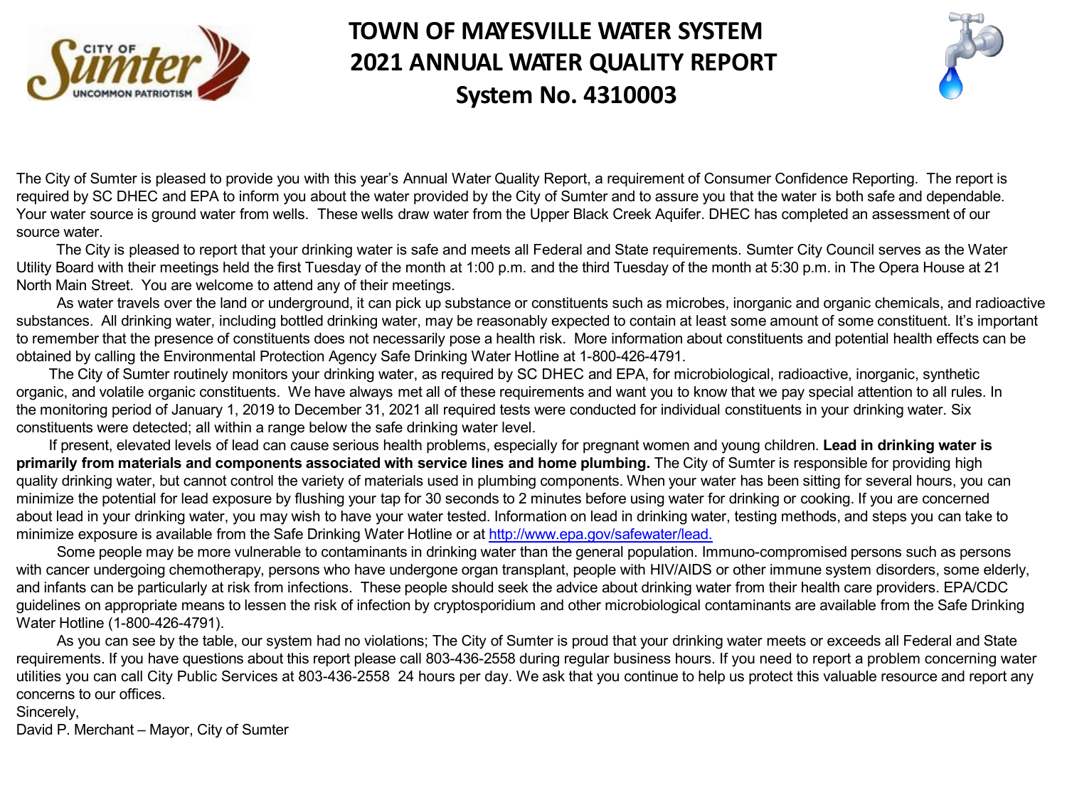# TOWN OF MAYESVILLE WATER SYSTEM
# 2021 ANNUAL WATER QUALITY REPORT
# System No. 4310003

The City of Sumter is pleased to provide you with this year's Annual Water Quality Report, a requirement of Consumer Confidence Reporting. The report is required by SC DHEC and EPA to inform you about the water provided by the City of Sumter and to assure you that the water is both safe and dependable. Your water source is ground water from wells. These wells draw water from the Upper Black Creek Aquifer. DHEC has completed an assessment of our source water.

The City is pleased to report that your drinking water is safe and meets all Federal and State requirements. Sumter City Council serves as the Water Utility Board with their meetings held the first Tuesday of the month at 1:00 p.m. and the third Tuesday of the month at 5:30 p.m. in The Opera House at 21 North Main Street. You are welcome to attend any of their meetings.

As water travels over the land or underground, it can pick up substance or constituents such as microbes, inorganic and organic chemicals, and radioactive substances. All drinking water, including bottled drinking water, may be reasonably expected to contain at least some amount of some constituent. It's important to remember that the presence of constituents does not necessarily pose a health risk. More information about constituents and potential health effects can be obtained by calling the Environmental Protection Agency Safe Drinking Water Hotline at 1-800-426-4791.

The City of Sumter routinely monitors your drinking water, as required by SC DHEC and EPA, for microbiological, radioactive, inorganic, synthetic organic, and volatile organic constituents. We have always met all of these requirements and want you to know that we pay special attention to all rules. In the monitoring period of January 1, 2019 to December 31, 2021 all required tests were conducted for individual constituents in your drinking water. Six constituents were detected; all within a range below the safe drinking water level.

If present, elevated levels of lead can cause serious health problems, especially for pregnant women and young children. **Lead in drinking water is primarily from materials and components associated with service lines and home plumbing.** The City of Sumter is responsible for providing high quality drinking water, but cannot control the variety of materials used in plumbing components. When your water has been sitting for several hours, you can minimize the potential for lead exposure by flushing your tap for 30 seconds to 2 minutes before using water for drinking or cooking. If you are concerned about lead in your drinking water, you may wish to have your water tested. Information on lead in drinking water, testing methods, and steps you can take to minimize exposure is available from the Safe Drinking Water Hotline or at http://www.epa.gov/safewater/lead.

Some people may be more vulnerable to contaminants in drinking water than the general population. Immuno-compromised persons such as persons with cancer undergoing chemotherapy, persons who have undergone organ transplant, people with HIV/AIDS or other immune system disorders, some elderly, and infants can be particularly at risk from infections. These people should seek the advice about drinking water from their health care providers. EPA/CDC guidelines on appropriate means to lessen the risk of infection by cryptosporidium and other microbiological contaminants are available from the Safe Drinking Water Hotline (1-800-426-4791).

As you can see by the table, our system had no violations; The City of Sumter is proud that your drinking water meets or exceeds all Federal and State requirements. If you have questions about this report please call 803-436-2558 during regular business hours. If you need to report a problem concerning water utilities you can call City Public Services at 803-436-2558 24 hours per day. We ask that you continue to help us protect this valuable resource and report any concerns to our offices.

Sincerely,
David P. Merchant – Mayor, City of Sumter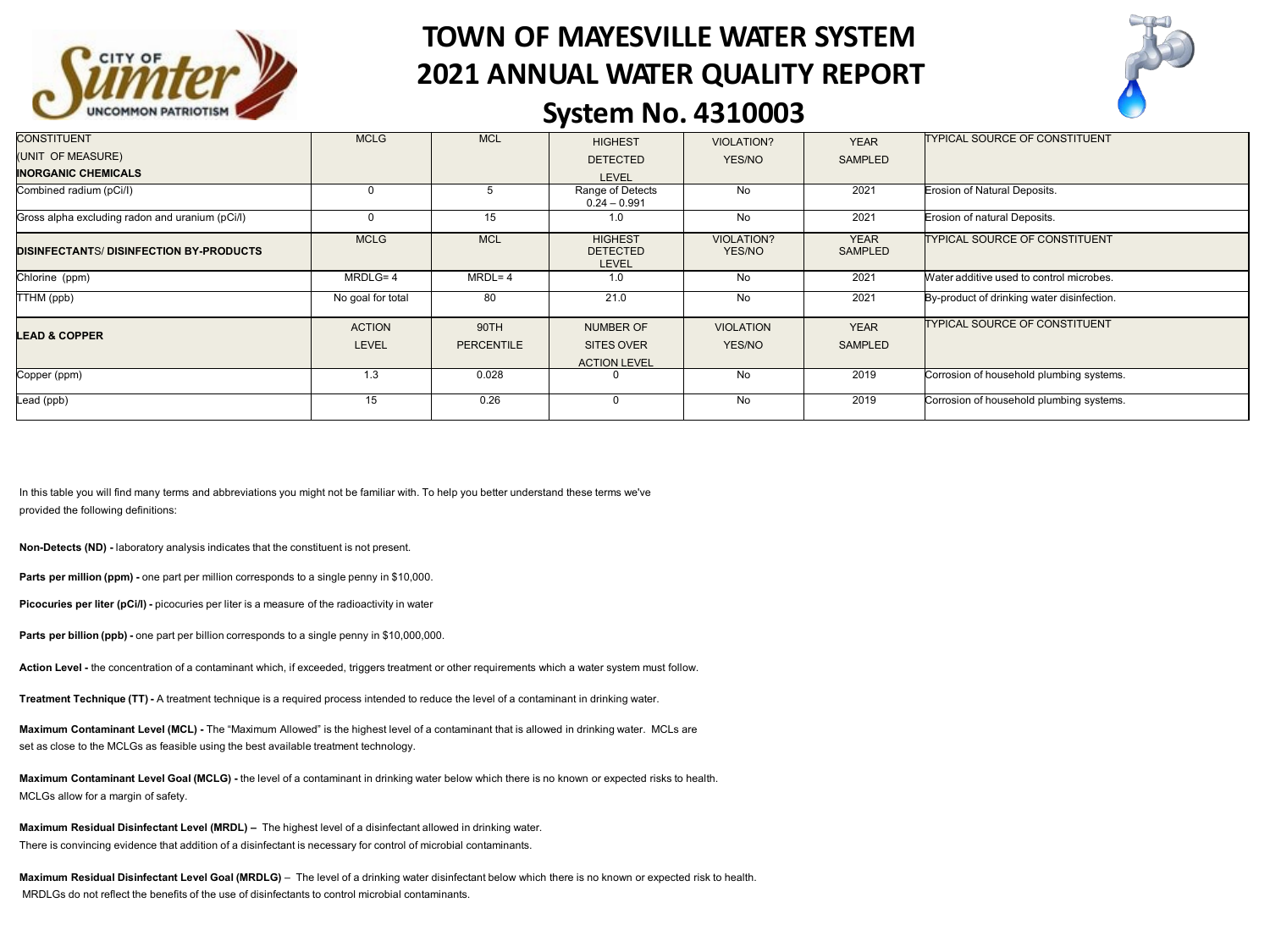# TOWN OF MAYESVILLE WATER SYSTEM
# 2021 ANNUAL WATER QUALITY REPORT
## System No. 4310003

| CONSTITUENT (UNIT OF MEASURE) **INORGANIC CHEMICALS** | MCLG | MCL | HIGHEST DETECTED LEVEL | VIOLATION? YES/NO | YEAR SAMPLED | TYPICAL SOURCE OF CONSTITUENT |
|---|---|---|---|---|---|---|
| Combined radium (pCi/l) | 0 | 5 | Range of Detects 0.24 – 0.991 | No | 2021 | Erosion of Natural Deposits. |
| Gross alpha excluding radon and uranium (pCi/l) | 0 | 15 | 1.0 | No | 2021 | Erosion of natural Deposits. |
| **DISINFECTANTS/ DISINFECTION BY-PRODUCTS** | MCLG | MCL | HIGHEST DETECTED LEVEL | VIOLATION? YES/NO | YEAR SAMPLED | TYPICAL SOURCE OF CONSTITUENT |
| Chlorine (ppm) | MRDLG= 4 | MRDL= 4 | 1.0 | No | 2021 | Water additive used to control microbes. |
| TTHM (ppb) | No goal for total | 80 | 21.0 | No | 2021 | By-product of drinking water disinfection. |
| **LEAD & COPPER** | ACTION LEVEL | 90TH PERCENTILE | NUMBER OF SITES OVER ACTION LEVEL | VIOLATION YES/NO | YEAR SAMPLED | TYPICAL SOURCE OF CONSTITUENT |
| Copper (ppm) | 1.3 | 0.028 | 0 | No | 2019 | Corrosion of household plumbing systems. |
| Lead (ppb) | 15 | 0.26 | 0 | No | 2019 | Corrosion of household plumbing systems. |

In this table you will find many terms and abbreviations you might not be familiar with. To help you better understand these terms we've provided the following definitions:

**Non-Detects (ND) -** laboratory analysis indicates that the constituent is not present.

**Parts per million (ppm) -** one part per million corresponds to a single penny in $10,000.

**Picocuries per liter (pCi/l) -** picocuries per liter is a measure of the radioactivity in water

**Parts per billion (ppb) -** one part per billion corresponds to a single penny in $10,000,000.

**Action Level -** the concentration of a contaminant which, if exceeded, triggers treatment or other requirements which a water system must follow.

**Treatment Technique (TT) -** A treatment technique is a required process intended to reduce the level of a contaminant in drinking water.

**Maximum Contaminant Level (MCL) -** The "Maximum Allowed" is the highest level of a contaminant that is allowed in drinking water. MCLs are set as close to the MCLGs as feasible using the best available treatment technology.

**Maximum Contaminant Level Goal (MCLG) -** the level of a contaminant in drinking water below which there is no known or expected risks to health. MCLGs allow for a margin of safety.

**Maximum Residual Disinfectant Level (MRDL) –** The highest level of a disinfectant allowed in drinking water. There is convincing evidence that addition of a disinfectant is necessary for control of microbial contaminants.

**Maximum Residual Disinfectant Level Goal (MRDLG)** – The level of a drinking water disinfectant below which there is no known or expected risk to health. MRDLGs do not reflect the benefits of the use of disinfectants to control microbial contaminants.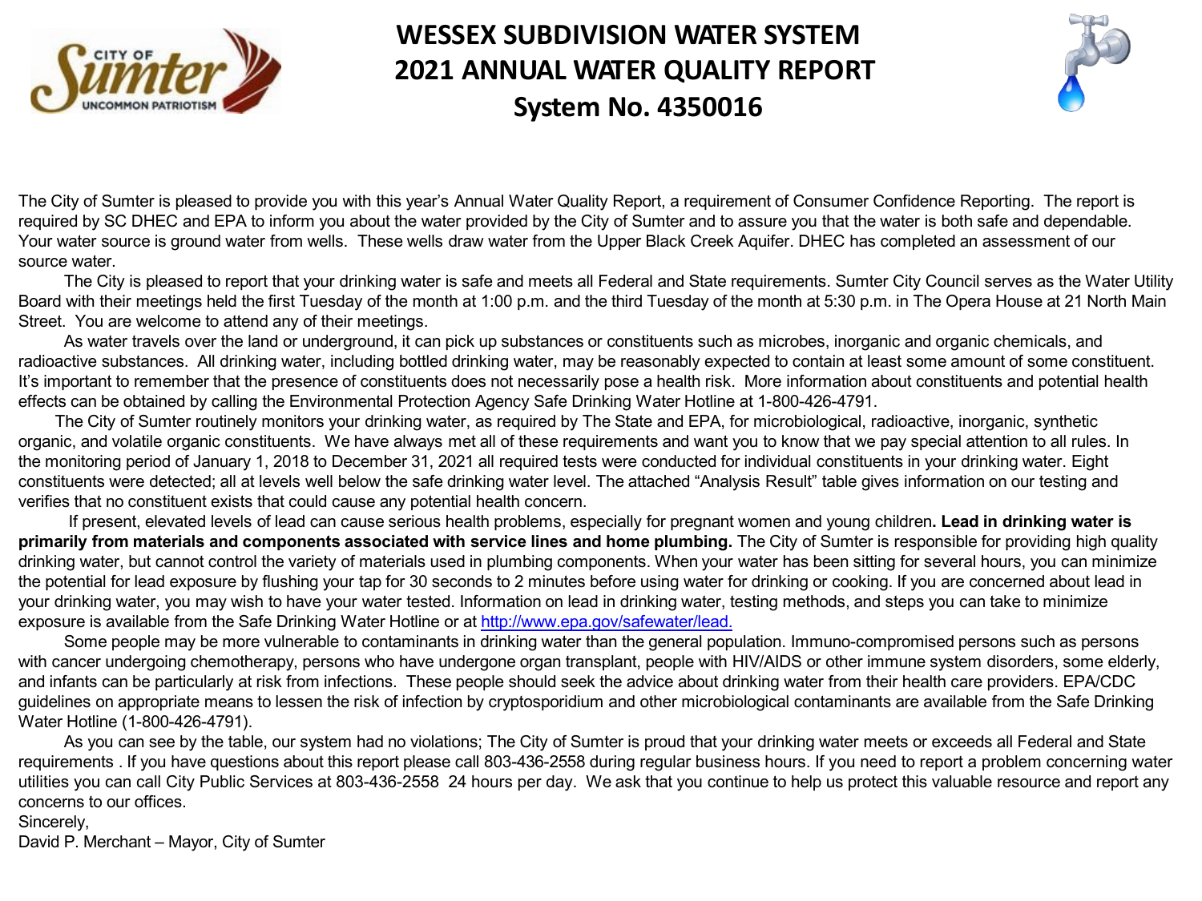# WESSEX SUBDIVISION WATER SYSTEM 2021 ANNUAL WATER QUALITY REPORT System No. 4350016

The City of Sumter is pleased to provide you with this year's Annual Water Quality Report, a requirement of Consumer Confidence Reporting. The report is required by SC DHEC and EPA to inform you about the water provided by the City of Sumter and to assure you that the water is both safe and dependable. Your water source is ground water from wells. These wells draw water from the Upper Black Creek Aquifer. DHEC has completed an assessment of our source water.

The City is pleased to report that your drinking water is safe and meets all Federal and State requirements. Sumter City Council serves as the Water Utility Board with their meetings held the first Tuesday of the month at 1:00 p.m. and the third Tuesday of the month at 5:30 p.m. in The Opera House at 21 North Main Street. You are welcome to attend any of their meetings.

As water travels over the land or underground, it can pick up substances or constituents such as microbes, inorganic and organic chemicals, and radioactive substances. All drinking water, including bottled drinking water, may be reasonably expected to contain at least some amount of some constituent. It's important to remember that the presence of constituents does not necessarily pose a health risk. More information about constituents and potential health effects can be obtained by calling the Environmental Protection Agency Safe Drinking Water Hotline at 1-800-426-4791.

The City of Sumter routinely monitors your drinking water, as required by The State and EPA, for microbiological, radioactive, inorganic, synthetic organic, and volatile organic constituents. We have always met all of these requirements and want you to know that we pay special attention to all rules. In the monitoring period of January 1, 2018 to December 31, 2021 all required tests were conducted for individual constituents in your drinking water. Eight constituents were detected; all at levels well below the safe drinking water level. The attached "Analysis Result" table gives information on our testing and verifies that no constituent exists that could cause any potential health concern.

If present, elevated levels of lead can cause serious health problems, especially for pregnant women and young children**. Lead in drinking water is primarily from materials and components associated with service lines and home plumbing.** The City of Sumter is responsible for providing high quality drinking water, but cannot control the variety of materials used in plumbing components. When your water has been sitting for several hours, you can minimize the potential for lead exposure by flushing your tap for 30 seconds to 2 minutes before using water for drinking or cooking. If you are concerned about lead in your drinking water, you may wish to have your water tested. Information on lead in drinking water, testing methods, and steps you can take to minimize exposure is available from the Safe Drinking Water Hotline or at [http://www.epa.gov/safewater/lead.](http://www.epa.gov/safewater/lead)

Some people may be more vulnerable to contaminants in drinking water than the general population. Immuno-compromised persons such as persons with cancer undergoing chemotherapy, persons who have undergone organ transplant, people with HIV/AIDS or other immune system disorders, some elderly, and infants can be particularly at risk from infections. These people should seek the advice about drinking water from their health care providers. EPA/CDC guidelines on appropriate means to lessen the risk of infection by cryptosporidium and other microbiological contaminants are available from the Safe Drinking Water Hotline (1-800-426-4791).

As you can see by the table, our system had no violations; The City of Sumter is proud that your drinking water meets or exceeds all Federal and State requirements . If you have questions about this report please call 803-436-2558 during regular business hours. If you need to report a problem concerning water utilities you can call City Public Services at 803-436-2558 24 hours per day. We ask that you continue to help us protect this valuable resource and report any concerns to our offices.

Sincerely,

David P. Merchant – Mayor, City of Sumter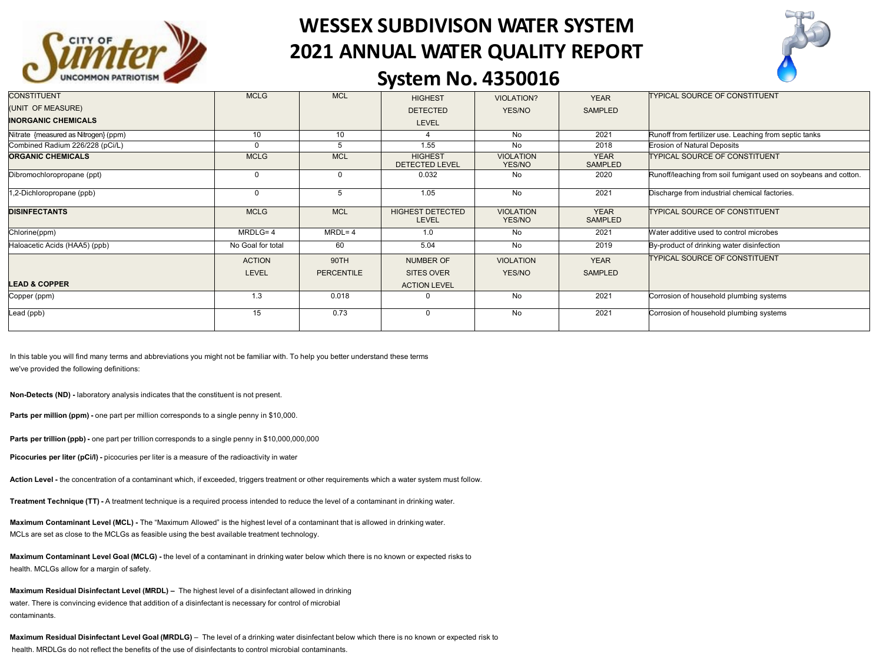# WESSEX SUBDIVISON WATER SYSTEM
# 2021 ANNUAL WATER QUALITY REPORT
# System No. 4350016

| CONSTITUENT (UNIT OF MEASURE) **INORGANIC CHEMICALS** | MCLG | MCL | HIGHEST DETECTED LEVEL | VIOLATION? YES/NO | YEAR SAMPLED | TYPICAL SOURCE OF CONSTITUENT |
|---|---|---|---|---|---|---|
| Nitrate {measured as Nitrogen} (ppm) | 10 | 10 | 4 | No | 2021 | Runoff from fertilizer use. Leaching from septic tanks |
| Combined Radium 226/228 (pCi/L) | 0 | 5 | 1.55 | No | 2018 | Erosion of Natural Deposits |
| **ORGANIC CHEMICALS** | MCLG | MCL | HIGHEST DETECTED LEVEL | VIOLATION YES/NO | YEAR SAMPLED | TYPICAL SOURCE OF CONSTITUENT |
| Dibromochloropropane (ppt) | 0 | 0 | 0.032 | No | 2020 | Runoff/leaching from soil fumigant used on soybeans and cotton. |
| 1,2-Dichloropropane (ppb) | 0 | 5 | 1.05 | No | 2021 | Discharge from industrial chemical factories. |
| **DISINFECTANTS** | MCLG | MCL | HIGHEST DETECTED LEVEL | VIOLATION YES/NO | YEAR SAMPLED | TYPICAL SOURCE OF CONSTITUENT |
| Chlorine(ppm) | MRDLG= 4 | MRDL= 4 | 1.0 | No | 2021 | Water additive used to control microbes |
| Haloacetic Acids (HAA5) (ppb) | No Goal for total | 60 | 5.04 | No | 2019 | By-product of drinking water disinfection |
| **LEAD & COPPER** | ACTION LEVEL | 90TH PERCENTILE | NUMBER OF SITES OVER ACTION LEVEL | VIOLATION YES/NO | YEAR SAMPLED | TYPICAL SOURCE OF CONSTITUENT |
| Copper (ppm) | 1.3 | 0.018 | 0 | No | 2021 | Corrosion of household plumbing systems |
| Lead (ppb) | 15 | 0.73 | 0 | No | 2021 | Corrosion of household plumbing systems |

In this table you will find many terms and abbreviations you might not be familiar with. To help you better understand these terms we've provided the following definitions:

**Non-Detects (ND) -** laboratory analysis indicates that the constituent is not present.

**Parts per million (ppm) -** one part per million corresponds to a single penny in $10,000.

**Parts per trillion (ppb) -** one part per trillion corresponds to a single penny in $10,000,000,000

**Picocuries per liter (pCi/l) -** picocuries per liter is a measure of the radioactivity in water

**Action Level -** the concentration of a contaminant which, if exceeded, triggers treatment or other requirements which a water system must follow.

**Treatment Technique (TT) -** A treatment technique is a required process intended to reduce the level of a contaminant in drinking water.

**Maximum Contaminant Level (MCL) -** The "Maximum Allowed" is the highest level of a contaminant that is allowed in drinking water. MCLs are set as close to the MCLGs as feasible using the best available treatment technology.

**Maximum Contaminant Level Goal (MCLG) -** the level of a contaminant in drinking water below which there is no known or expected risks to health. MCLGs allow for a margin of safety.

**Maximum Residual Disinfectant Level (MRDL) –** The highest level of a disinfectant allowed in drinking water. There is convincing evidence that addition of a disinfectant is necessary for control of microbial contaminants.

**Maximum Residual Disinfectant Level Goal (MRDLG)** – The level of a drinking water disinfectant below which there is no known or expected risk to health. MRDLGs do not reflect the benefits of the use of disinfectants to control microbial contaminants.